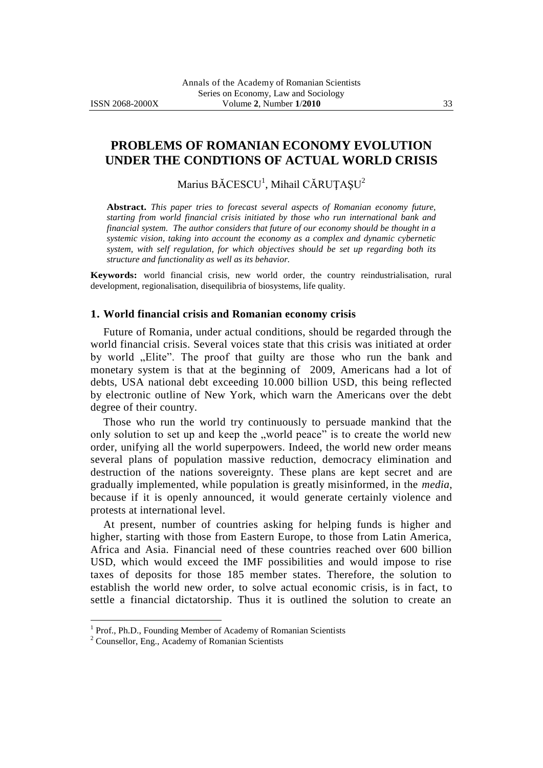# PROBLEMS OF ROMANIAN ECONOMY EVOLUTION UNDER THE CONDTIONS OF ACTUAL WORLD CRISIS

Marius BĂCESCU[1], Mihail CĂRUȚAȘU[2]

**Abstract.** *This paper tries to forecast several aspects of Romanian economy future, starting from world financial crisis initiated by those who run international bank and financial system. The author considers that future of our economy should be thought in a systemic vision, taking into account the economy as a complex and dynamic cybernetic system, with self regulation, for which objectives should be set up regarding both its structure and functionality as well as its behavior.*

**Keywords:** world financial crisis, new world order, the country reindustrialisation, rural development, regionalisation, disequilibria of biosystems, life quality.

## 1. World financial crisis and Romanian economy crisis

Future of Romania, under actual conditions, should be regarded through the world financial crisis. Several voices state that this crisis was initiated at order by world „Elite". The proof that guilty are those who run the bank and monetary system is that at the beginning of 2009, Americans had a lot of debts, USA national debt exceeding 10.000 billion USD, this being reflected by electronic outline of New York, which warn the Americans over the debt degree of their country.

Those who run the world try continuously to persuade mankind that the only solution to set up and keep the „world peace" is to create the world new order, unifying all the world superpowers. Indeed, the world new order means several plans of population massive reduction, democracy elimination and destruction of the nations sovereignty. These plans are kept secret and are gradually implemented, while population is greatly misinformed, in the *media*, because if it is openly announced, it would generate certainly violence and protests at international level.

At present, number of countries asking for helping funds is higher and higher, starting with those from Eastern Europe, to those from Latin America, Africa and Asia. Financial need of these countries reached over 600 billion USD, which would exceed the IMF possibilities and would impose to rise taxes of deposits for those 185 member states. Therefore, the solution to establish the world new order, to solve actual economic crisis, is in fact, to settle a financial dictatorship. Thus it is outlined the solution to create an

[1] Prof., Ph.D., Founding Member of Academy of Romanian Scientists

[2] Counsellor, Eng., Academy of Romanian Scientists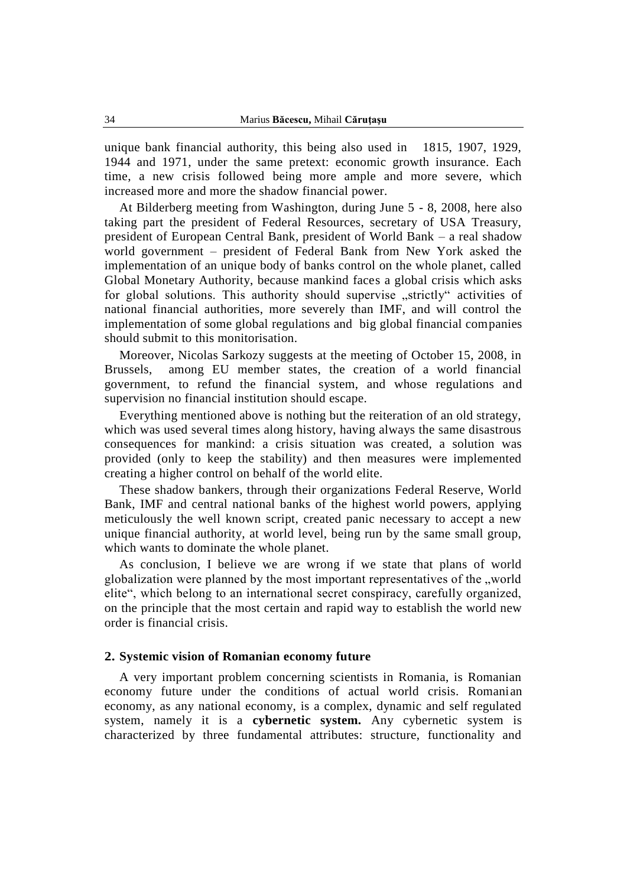unique bank financial authority, this being also used in 1815, 1907, 1929, 1944 and 1971, under the same pretext: economic growth insurance. Each time, a new crisis followed being more ample and more severe, which increased more and more the shadow financial power.

At Bilderberg meeting from Washington, during June 5 - 8, 2008, here also taking part the president of Federal Resources, secretary of USA Treasury, president of European Central Bank, president of World Bank – a real shadow world government – president of Federal Bank from New York asked the implementation of an unique body of banks control on the whole planet, called Global Monetary Authority, because mankind faces a global crisis which asks for global solutions. This authority should supervise „strictly" activities of national financial authorities, more severely than IMF, and will control the implementation of some global regulations and big global financial companies should submit to this monitorisation.

Moreover, Nicolas Sarkozy suggests at the meeting of October 15, 2008, in Brussels, among EU member states, the creation of a world financial government, to refund the financial system, and whose regulations and supervision no financial institution should escape.

Everything mentioned above is nothing but the reiteration of an old strategy, which was used several times along history, having always the same disastrous consequences for mankind: a crisis situation was created, a solution was provided (only to keep the stability) and then measures were implemented creating a higher control on behalf of the world elite.

These shadow bankers, through their organizations Federal Reserve, World Bank, IMF and central national banks of the highest world powers, applying meticulously the well known script, created panic necessary to accept a new unique financial authority, at world level, being run by the same small group, which wants to dominate the whole planet.

As conclusion, I believe we are wrong if we state that plans of world globalization were planned by the most important representatives of the „world elite", which belong to an international secret conspiracy, carefully organized, on the principle that the most certain and rapid way to establish the world new order is financial crisis.

## 2. Systemic vision of Romanian economy future

A very important problem concerning scientists in Romania, is Romanian economy future under the conditions of actual world crisis. Romanian economy, as any national economy, is a complex, dynamic and self regulated system, namely it is a **cybernetic system.** Any cybernetic system is characterized by three fundamental attributes: structure, functionality and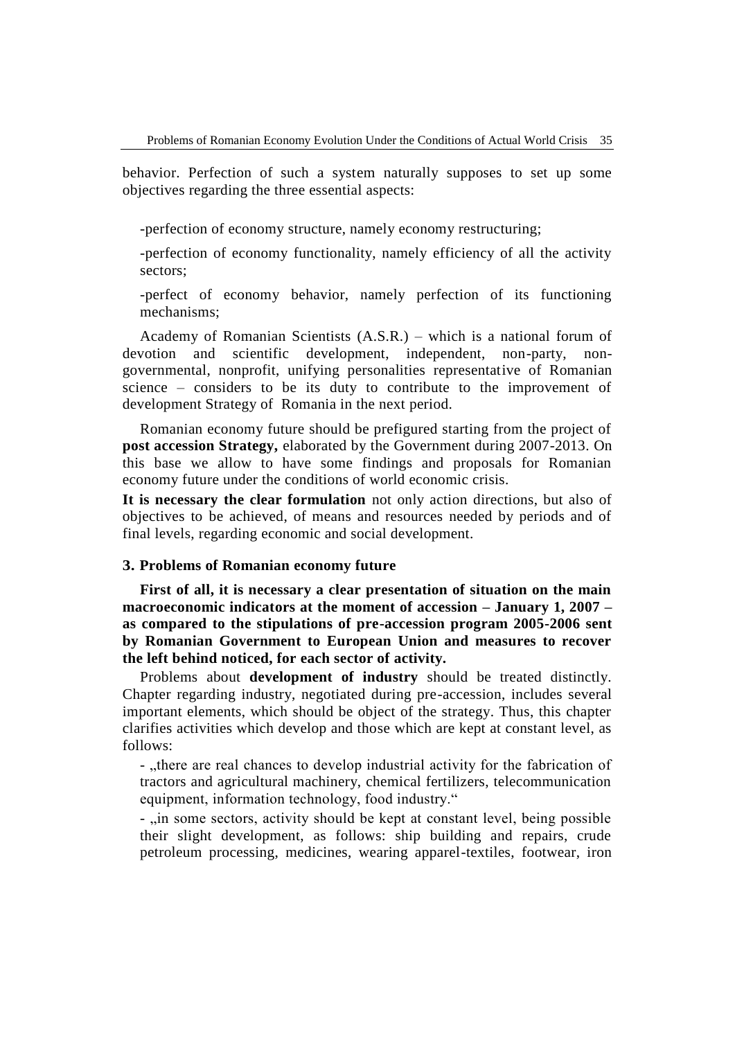behavior. Perfection of such a system naturally supposes to set up some objectives regarding the three essential aspects:

-perfection of economy structure, namely economy restructuring;

-perfection of economy functionality, namely efficiency of all the activity sectors;

-perfect of economy behavior, namely perfection of its functioning mechanisms;

Academy of Romanian Scientists (A.S.R.) – which is a national forum of devotion and scientific development, independent, non-party, non-governmental, nonprofit, unifying personalities representative of Romanian science – considers to be its duty to contribute to the improvement of development Strategy of Romania in the next period.

Romanian economy future should be prefigured starting from the project of **post accession Strategy,** elaborated by the Government during 2007-2013. On this base we allow to have some findings and proposals for Romanian economy future under the conditions of world economic crisis.

**It is necessary the clear formulation** not only action directions, but also of objectives to be achieved, of means and resources needed by periods and of final levels, regarding economic and social development.

### 3. Problems of Romanian economy future

**First of all, it is necessary a clear presentation of situation on the main macroeconomic indicators at the moment of accession – January 1, 2007 – as compared to the stipulations of pre-accession program 2005-2006 sent by Romanian Government to European Union and measures to recover the left behind noticed, for each sector of activity.**

Problems about **development of industry** should be treated distinctly. Chapter regarding industry, negotiated during pre-accession, includes several important elements, which should be object of the strategy. Thus, this chapter clarifies activities which develop and those which are kept at constant level, as follows:

- „there are real chances to develop industrial activity for the fabrication of tractors and agricultural machinery, chemical fertilizers, telecommunication equipment, information technology, food industry."

- „in some sectors, activity should be kept at constant level, being possible their slight development, as follows: ship building and repairs, crude petroleum processing, medicines, wearing apparel-textiles, footwear, iron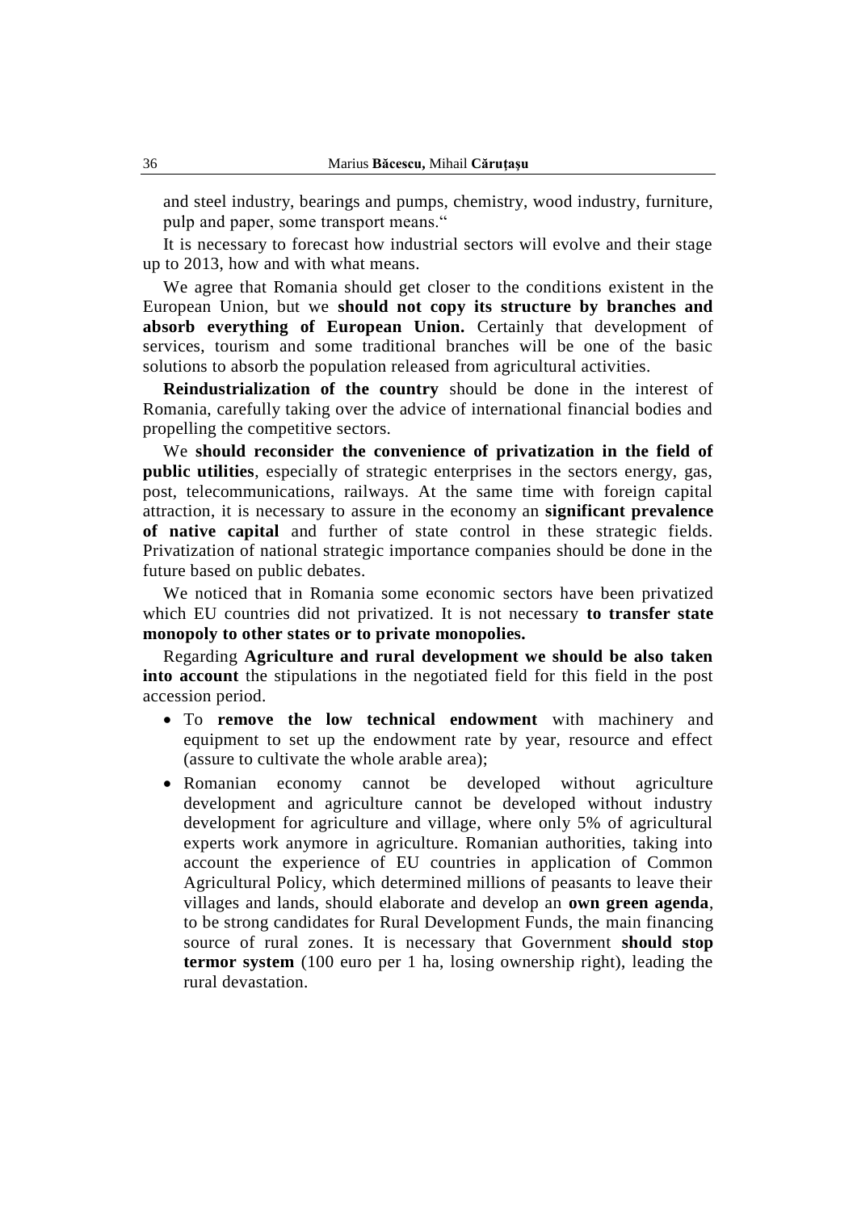and steel industry, bearings and pumps, chemistry, wood industry, furniture, pulp and paper, some transport means."

It is necessary to forecast how industrial sectors will evolve and their stage up to 2013, how and with what means.

We agree that Romania should get closer to the conditions existent in the European Union, but we **should not copy its structure by branches and absorb everything of European Union.** Certainly that development of services, tourism and some traditional branches will be one of the basic solutions to absorb the population released from agricultural activities.

**Reindustrialization of the country** should be done in the interest of Romania, carefully taking over the advice of international financial bodies and propelling the competitive sectors.

We **should reconsider the convenience of privatization in the field of public utilities**, especially of strategic enterprises in the sectors energy, gas, post, telecommunications, railways. At the same time with foreign capital attraction, it is necessary to assure in the economy an **significant prevalence of native capital** and further of state control in these strategic fields. Privatization of national strategic importance companies should be done in the future based on public debates.

We noticed that in Romania some economic sectors have been privatized which EU countries did not privatized. It is not necessary **to transfer state monopoly to other states or to private monopolies.**

Regarding **Agriculture and rural development we should be also taken into account** the stipulations in the negotiated field for this field in the post accession period.

- To **remove the low technical endowment** with machinery and equipment to set up the endowment rate by year, resource and effect (assure to cultivate the whole arable area);
- Romanian economy cannot be developed without agriculture development and agriculture cannot be developed without industry development for agriculture and village, where only 5% of agricultural experts work anymore in agriculture. Romanian authorities, taking into account the experience of EU countries in application of Common Agricultural Policy, which determined millions of peasants to leave their villages and lands, should elaborate and develop an **own green agenda**, to be strong candidates for Rural Development Funds, the main financing source of rural zones. It is necessary that Government **should stop termor system** (100 euro per 1 ha, losing ownership right), leading the rural devastation.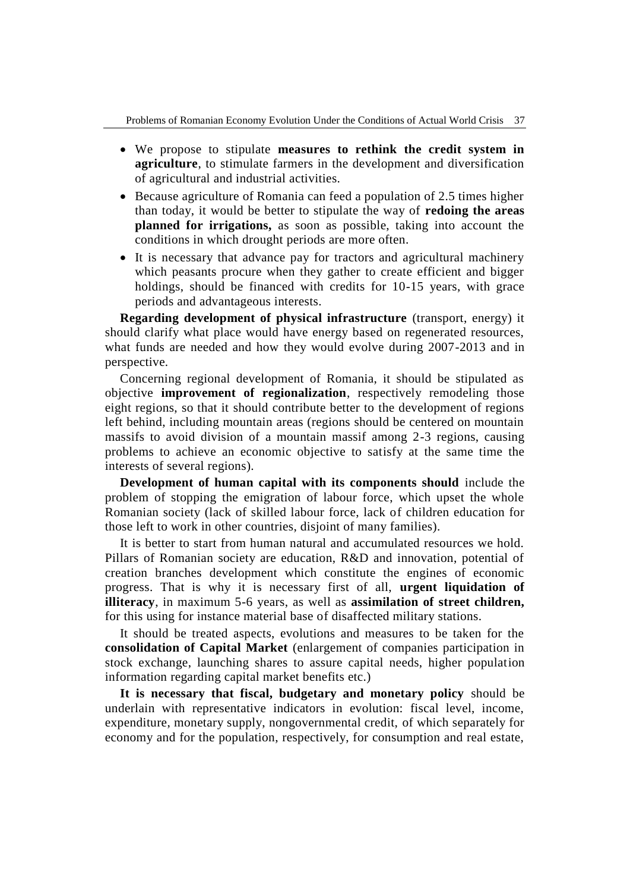- We propose to stipulate **measures to rethink the credit system in agriculture**, to stimulate farmers in the development and diversification of agricultural and industrial activities.
- Because agriculture of Romania can feed a population of 2.5 times higher than today, it would be better to stipulate the way of **redoing the areas planned for irrigations,** as soon as possible, taking into account the conditions in which drought periods are more often.
- It is necessary that advance pay for tractors and agricultural machinery which peasants procure when they gather to create efficient and bigger holdings, should be financed with credits for 10-15 years, with grace periods and advantageous interests.

**Regarding development of physical infrastructure** (transport, energy) it should clarify what place would have energy based on regenerated resources, what funds are needed and how they would evolve during 2007-2013 and in perspective.

Concerning regional development of Romania, it should be stipulated as objective **improvement of regionalization**, respectively remodeling those eight regions, so that it should contribute better to the development of regions left behind, including mountain areas (regions should be centered on mountain massifs to avoid division of a mountain massif among 2-3 regions, causing problems to achieve an economic objective to satisfy at the same time the interests of several regions).

**Development of human capital with its components should** include the problem of stopping the emigration of labour force, which upset the whole Romanian society (lack of skilled labour force, lack of children education for those left to work in other countries, disjoint of many families).

It is better to start from human natural and accumulated resources we hold. Pillars of Romanian society are education, R&D and innovation, potential of creation branches development which constitute the engines of economic progress. That is why it is necessary first of all, **urgent liquidation of illiteracy**, in maximum 5-6 years, as well as **assimilation of street children,** for this using for instance material base of disaffected military stations.

It should be treated aspects, evolutions and measures to be taken for the **consolidation of Capital Market** (enlargement of companies participation in stock exchange, launching shares to assure capital needs, higher population information regarding capital market benefits etc.)

**It is necessary that fiscal, budgetary and monetary policy** should be underlain with representative indicators in evolution: fiscal level, income, expenditure, monetary supply, nongovernmental credit, of which separately for economy and for the population, respectively, for consumption and real estate,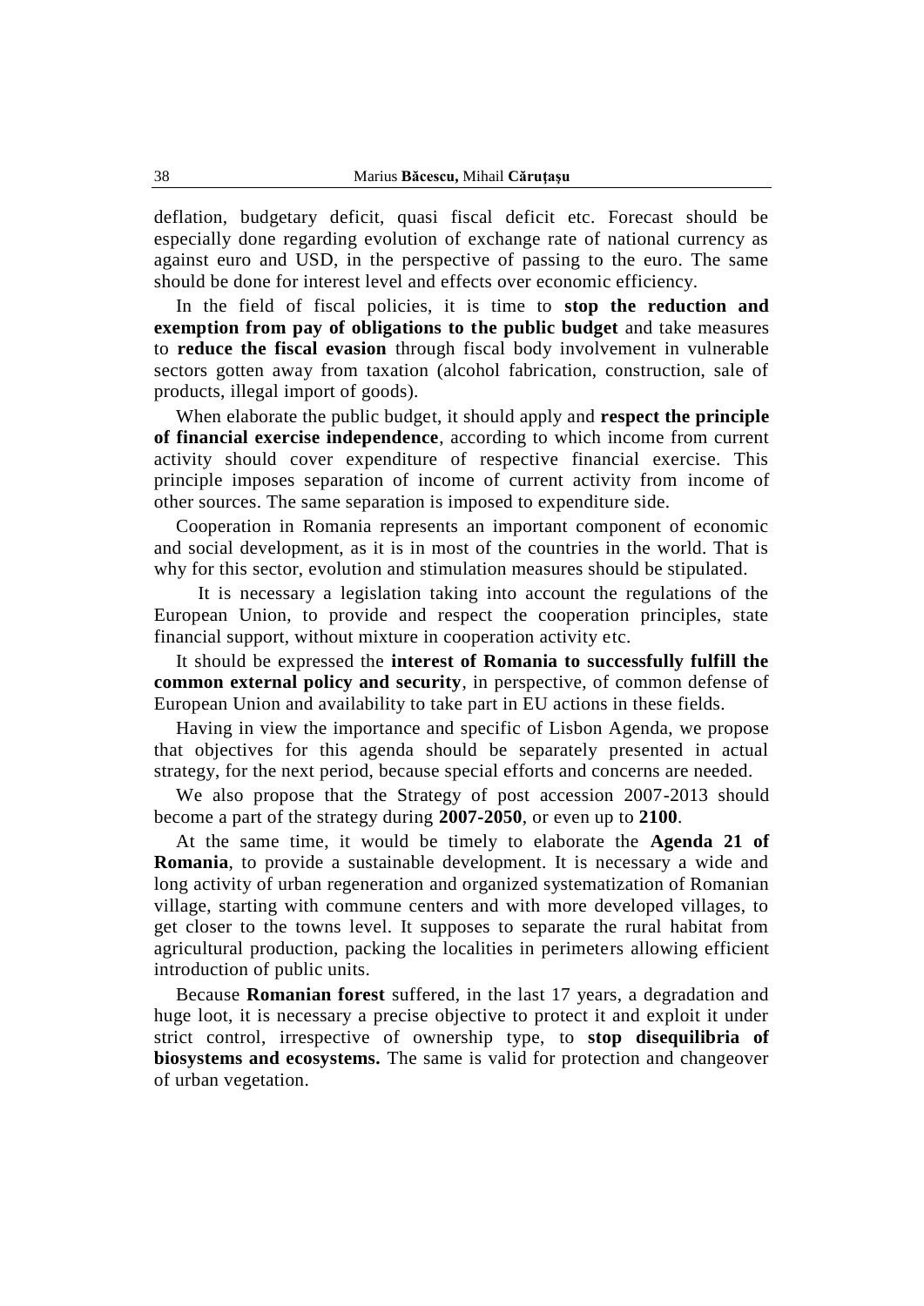deflation, budgetary deficit, quasi fiscal deficit etc. Forecast should be especially done regarding evolution of exchange rate of national currency as against euro and USD, in the perspective of passing to the euro. The same should be done for interest level and effects over economic efficiency.

In the field of fiscal policies, it is time to **stop the reduction and exemption from pay of obligations to the public budget** and take measures to **reduce the fiscal evasion** through fiscal body involvement in vulnerable sectors gotten away from taxation (alcohol fabrication, construction, sale of products, illegal import of goods).

When elaborate the public budget, it should apply and **respect the principle of financial exercise independence**, according to which income from current activity should cover expenditure of respective financial exercise. This principle imposes separation of income of current activity from income of other sources. The same separation is imposed to expenditure side.

Cooperation in Romania represents an important component of economic and social development, as it is in most of the countries in the world. That is why for this sector, evolution and stimulation measures should be stipulated.

It is necessary a legislation taking into account the regulations of the European Union, to provide and respect the cooperation principles, state financial support, without mixture in cooperation activity etc.

It should be expressed the **interest of Romania to successfully fulfill the common external policy and security**, in perspective, of common defense of European Union and availability to take part in EU actions in these fields.

Having in view the importance and specific of Lisbon Agenda, we propose that objectives for this agenda should be separately presented in actual strategy, for the next period, because special efforts and concerns are needed.

We also propose that the Strategy of post accession 2007-2013 should become a part of the strategy during **2007-2050**, or even up to **2100**.

At the same time, it would be timely to elaborate the **Agenda 21 of Romania**, to provide a sustainable development. It is necessary a wide and long activity of urban regeneration and organized systematization of Romanian village, starting with commune centers and with more developed villages, to get closer to the towns level. It supposes to separate the rural habitat from agricultural production, packing the localities in perimeters allowing efficient introduction of public units.

Because **Romanian forest** suffered, in the last 17 years, a degradation and huge loot, it is necessary a precise objective to protect it and exploit it under strict control, irrespective of ownership type, to **stop disequilibria of biosystems and ecosystems.** The same is valid for protection and changeover of urban vegetation.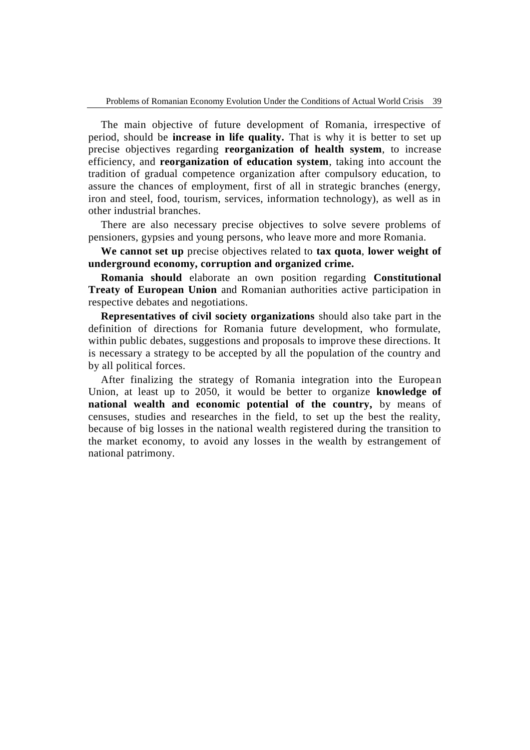The main objective of future development of Romania, irrespective of period, should be **increase in life quality.** That is why it is better to set up precise objectives regarding **reorganization of health system**, to increase efficiency, and **reorganization of education system**, taking into account the tradition of gradual competence organization after compulsory education, to assure the chances of employment, first of all in strategic branches (energy, iron and steel, food, tourism, services, information technology), as well as in other industrial branches.

There are also necessary precise objectives to solve severe problems of pensioners, gypsies and young persons, who leave more and more Romania.

**We cannot set up** precise objectives related to **tax quota**, **lower weight of underground economy, corruption and organized crime.**

**Romania should** elaborate an own position regarding **Constitutional Treaty of European Union** and Romanian authorities active participation in respective debates and negotiations.

**Representatives of civil society organizations** should also take part in the definition of directions for Romania future development, who formulate, within public debates, suggestions and proposals to improve these directions. It is necessary a strategy to be accepted by all the population of the country and by all political forces.

After finalizing the strategy of Romania integration into the European Union, at least up to 2050, it would be better to organize **knowledge of national wealth and economic potential of the country,** by means of censuses, studies and researches in the field, to set up the best the reality, because of big losses in the national wealth registered during the transition to the market economy, to avoid any losses in the wealth by estrangement of national patrimony.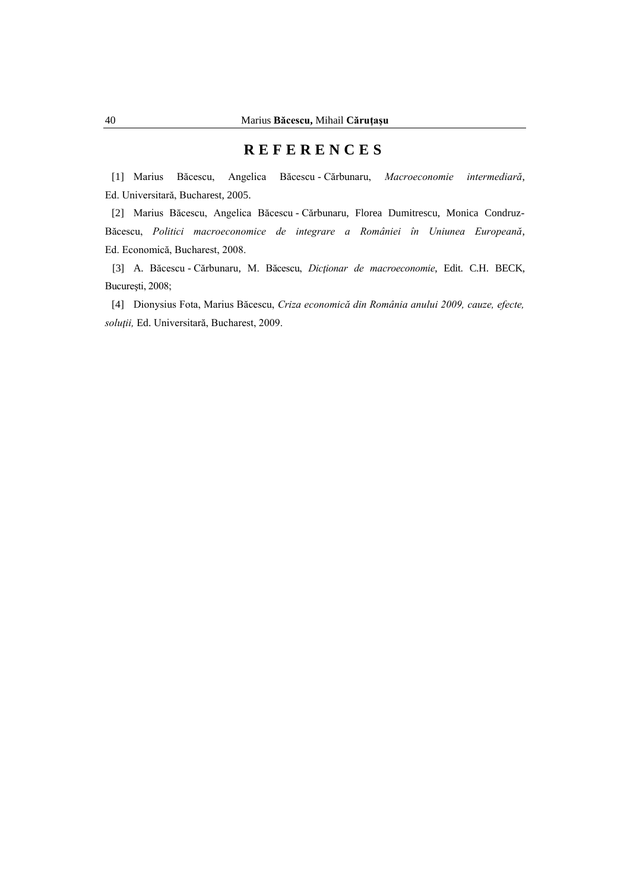## REFERENCES

[1] Marius Băcescu, Angelica Băcescu - Cărbunaru, *Macroeconomie intermediară*, Ed. Universitară, Bucharest, 2005.

[2] Marius Băcescu, Angelica Băcescu - Cărbunaru, Florea Dumitrescu, Monica Condruz-Băcescu, *Politici macroeconomice de integrare a României în Uniunea Europeană*, Ed. Economică, Bucharest, 2008.

[3] A. Băcescu - Cărbunaru, M. Băcescu, *Dicționar de macroeconomie*, Edit. C.H. BECK, București, 2008;

[4] Dionysius Fota, Marius Băcescu, *Criza economică din România anului 2009, cauze, efecte, soluţii,* Ed. Universitară, Bucharest, 2009.